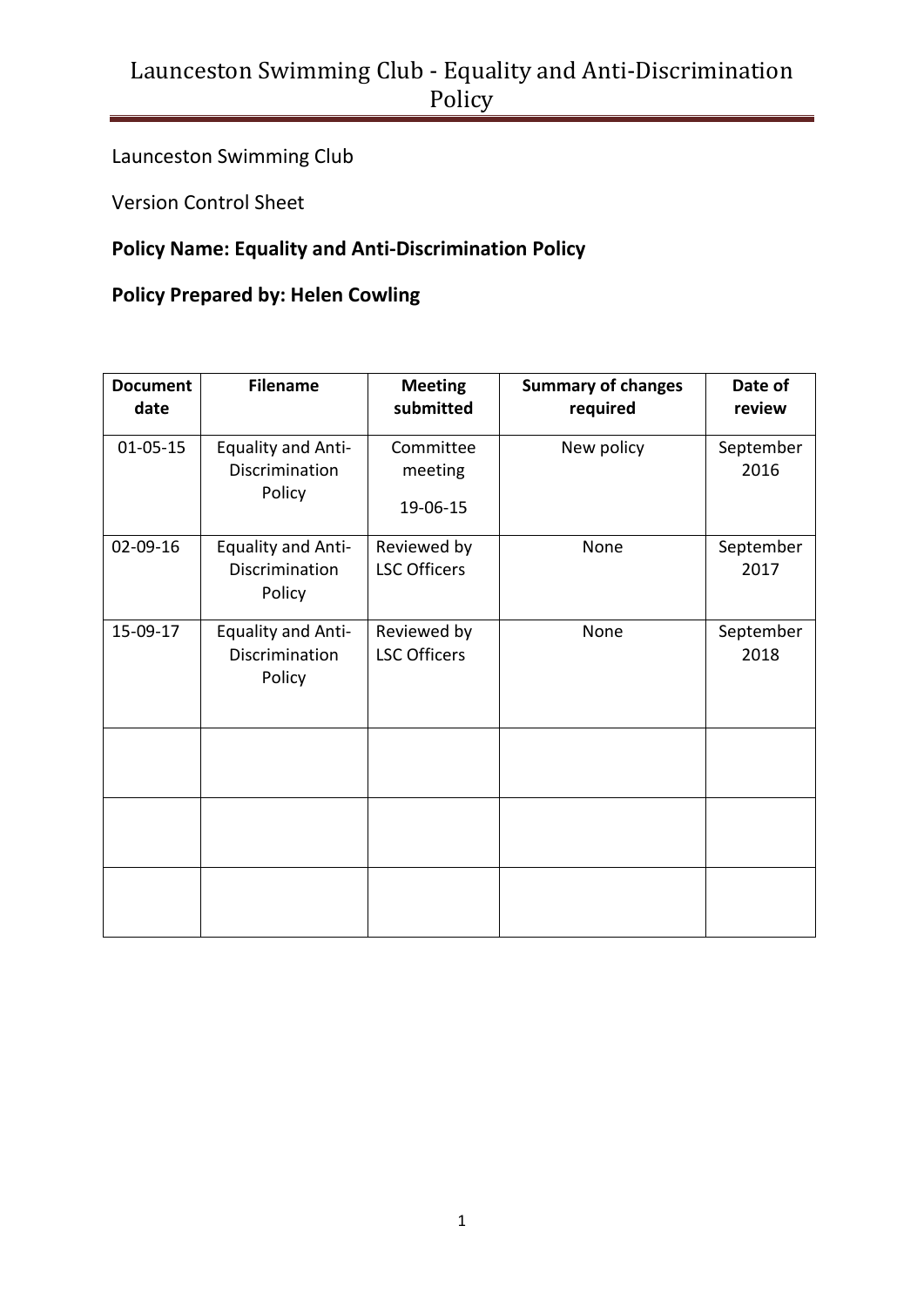Launceston Swimming Club

Version Control Sheet

**Policy Name: Equality and Anti-Discrimination Policy**

**Policy Prepared by: Helen Cowling**

| Document date | Filename | Meeting submitted | Summary of changes required | Date of review |
|---|---|---|---|---|
| 01-05-15 | Equality and Anti-Discrimination Policy | Committee meeting 19-06-15 | New policy | September 2016 |
| 02-09-16 | Equality and Anti-Discrimination Policy | Reviewed by LSC Officers | None | September 2017 |
| 15-09-17 | Equality and Anti-Discrimination Policy | Reviewed by LSC Officers | None | September 2018 |
| | | | | |
| | | | | |
| | | | | |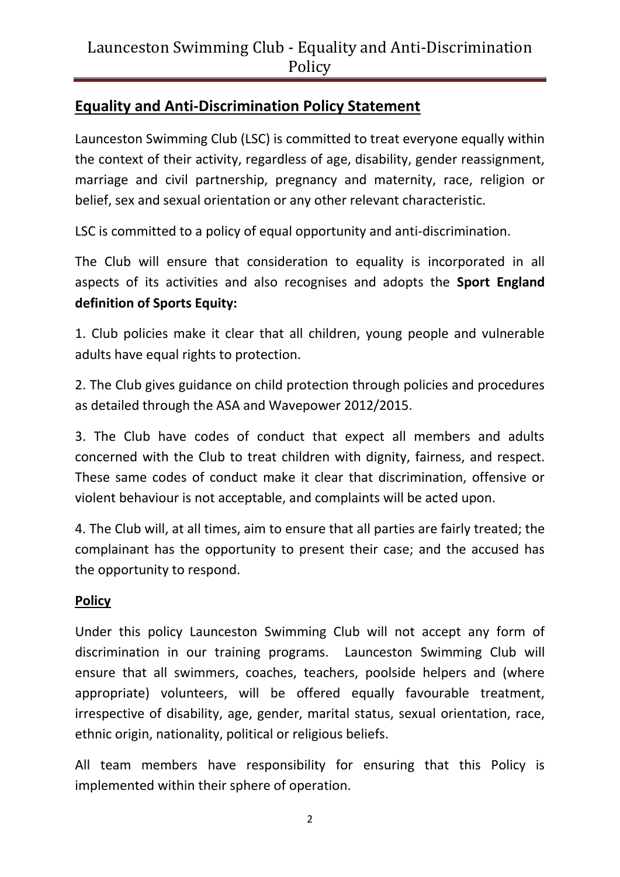## Equality and Anti-Discrimination Policy Statement

Launceston Swimming Club (LSC) is committed to treat everyone equally within the context of their activity, regardless of age, disability, gender reassignment, marriage and civil partnership, pregnancy and maternity, race, religion or belief, sex and sexual orientation or any other relevant characteristic.

LSC is committed to a policy of equal opportunity and anti-discrimination.

The Club will ensure that consideration to equality is incorporated in all aspects of its activities and also recognises and adopts the **Sport England definition of Sports Equity:**

1. Club policies make it clear that all children, young people and vulnerable adults have equal rights to protection.

2. The Club gives guidance on child protection through policies and procedures as detailed through the ASA and Wavepower 2012/2015.

3. The Club have codes of conduct that expect all members and adults concerned with the Club to treat children with dignity, fairness, and respect. These same codes of conduct make it clear that discrimination, offensive or violent behaviour is not acceptable, and complaints will be acted upon.

4. The Club will, at all times, aim to ensure that all parties are fairly treated; the complainant has the opportunity to present their case; and the accused has the opportunity to respond.

### Policy

Under this policy Launceston Swimming Club will not accept any form of discrimination in our training programs. Launceston Swimming Club will ensure that all swimmers, coaches, teachers, poolside helpers and (where appropriate) volunteers, will be offered equally favourable treatment, irrespective of disability, age, gender, marital status, sexual orientation, race, ethnic origin, nationality, political or religious beliefs.

All team members have responsibility for ensuring that this Policy is implemented within their sphere of operation.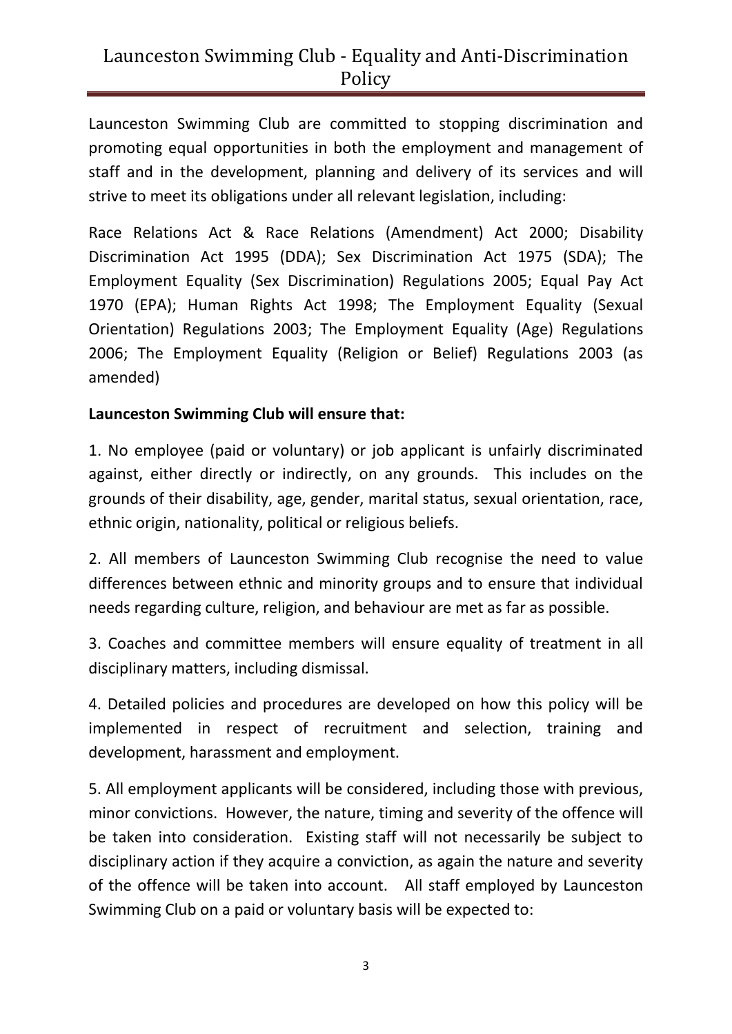# Launceston Swimming Club - Equality and Anti-Discrimination Policy

Launceston Swimming Club are committed to stopping discrimination and promoting equal opportunities in both the employment and management of staff and in the development, planning and delivery of its services and will strive to meet its obligations under all relevant legislation, including:

Race Relations Act & Race Relations (Amendment) Act 2000; Disability Discrimination Act 1995 (DDA); Sex Discrimination Act 1975 (SDA); The Employment Equality (Sex Discrimination) Regulations 2005; Equal Pay Act 1970 (EPA); Human Rights Act 1998; The Employment Equality (Sexual Orientation) Regulations 2003; The Employment Equality (Age) Regulations 2006; The Employment Equality (Religion or Belief) Regulations 2003 (as amended)

**Launceston Swimming Club will ensure that:**

1. No employee (paid or voluntary) or job applicant is unfairly discriminated against, either directly or indirectly, on any grounds. This includes on the grounds of their disability, age, gender, marital status, sexual orientation, race, ethnic origin, nationality, political or religious beliefs.

2. All members of Launceston Swimming Club recognise the need to value differences between ethnic and minority groups and to ensure that individual needs regarding culture, religion, and behaviour are met as far as possible.

3. Coaches and committee members will ensure equality of treatment in all disciplinary matters, including dismissal.

4. Detailed policies and procedures are developed on how this policy will be implemented in respect of recruitment and selection, training and development, harassment and employment.

5. All employment applicants will be considered, including those with previous, minor convictions. However, the nature, timing and severity of the offence will be taken into consideration. Existing staff will not necessarily be subject to disciplinary action if they acquire a conviction, as again the nature and severity of the offence will be taken into account. All staff employed by Launceston Swimming Club on a paid or voluntary basis will be expected to: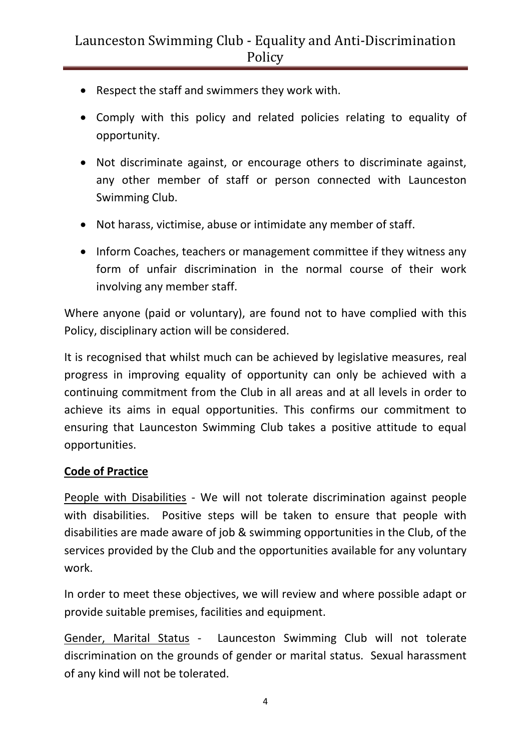- Respect the staff and swimmers they work with.
- Comply with this policy and related policies relating to equality of opportunity.
- Not discriminate against, or encourage others to discriminate against, any other member of staff or person connected with Launceston Swimming Club.
- Not harass, victimise, abuse or intimidate any member of staff.
- Inform Coaches, teachers or management committee if they witness any form of unfair discrimination in the normal course of their work involving any member staff.

Where anyone (paid or voluntary), are found not to have complied with this Policy, disciplinary action will be considered.

It is recognised that whilst much can be achieved by legislative measures, real progress in improving equality of opportunity can only be achieved with a continuing commitment from the Club in all areas and at all levels in order to achieve its aims in equal opportunities. This confirms our commitment to ensuring that Launceston Swimming Club takes a positive attitude to equal opportunities.

**Code of Practice**

People with Disabilities - We will not tolerate discrimination against people with disabilities. Positive steps will be taken to ensure that people with disabilities are made aware of job & swimming opportunities in the Club, of the services provided by the Club and the opportunities available for any voluntary work.

In order to meet these objectives, we will review and where possible adapt or provide suitable premises, facilities and equipment.

Gender, Marital Status - Launceston Swimming Club will not tolerate discrimination on the grounds of gender or marital status. Sexual harassment of any kind will not be tolerated.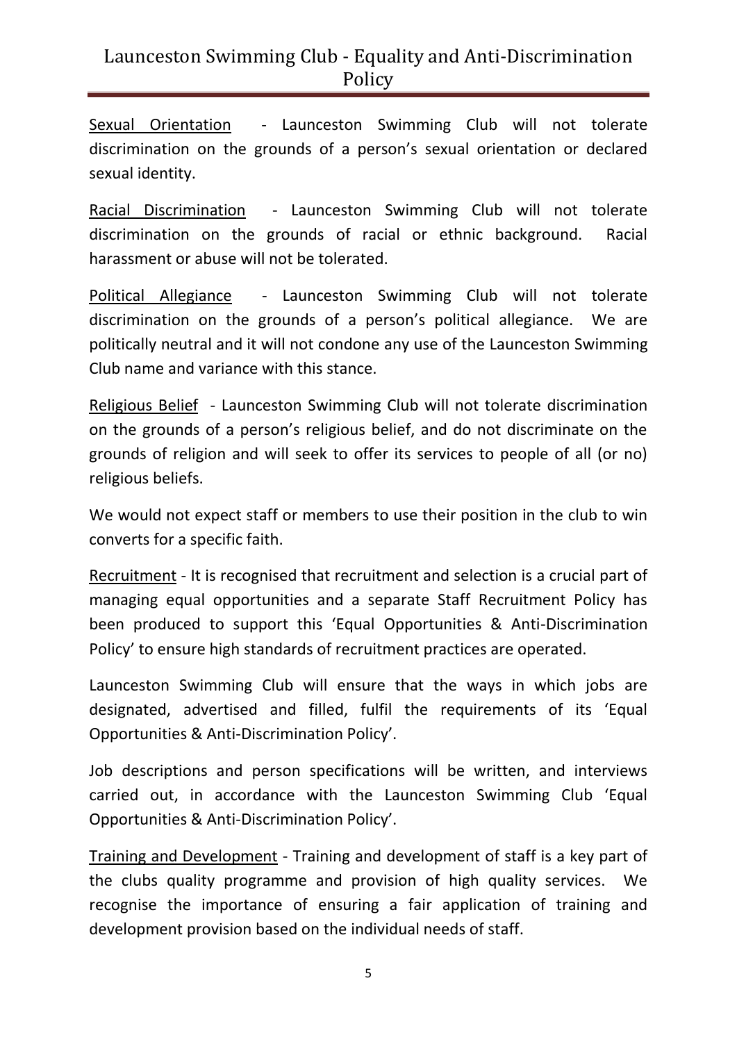Sexual Orientation - Launceston Swimming Club will not tolerate discrimination on the grounds of a person's sexual orientation or declared sexual identity.

Racial Discrimination - Launceston Swimming Club will not tolerate discrimination on the grounds of racial or ethnic background. Racial harassment or abuse will not be tolerated.

Political Allegiance - Launceston Swimming Club will not tolerate discrimination on the grounds of a person's political allegiance. We are politically neutral and it will not condone any use of the Launceston Swimming Club name and variance with this stance.

Religious Belief - Launceston Swimming Club will not tolerate discrimination on the grounds of a person's religious belief, and do not discriminate on the grounds of religion and will seek to offer its services to people of all (or no) religious beliefs.

We would not expect staff or members to use their position in the club to win converts for a specific faith.

Recruitment - It is recognised that recruitment and selection is a crucial part of managing equal opportunities and a separate Staff Recruitment Policy has been produced to support this 'Equal Opportunities & Anti-Discrimination Policy' to ensure high standards of recruitment practices are operated.

Launceston Swimming Club will ensure that the ways in which jobs are designated, advertised and filled, fulfil the requirements of its 'Equal Opportunities & Anti-Discrimination Policy'.

Job descriptions and person specifications will be written, and interviews carried out, in accordance with the Launceston Swimming Club 'Equal Opportunities & Anti-Discrimination Policy'.

Training and Development - Training and development of staff is a key part of the clubs quality programme and provision of high quality services. We recognise the importance of ensuring a fair application of training and development provision based on the individual needs of staff.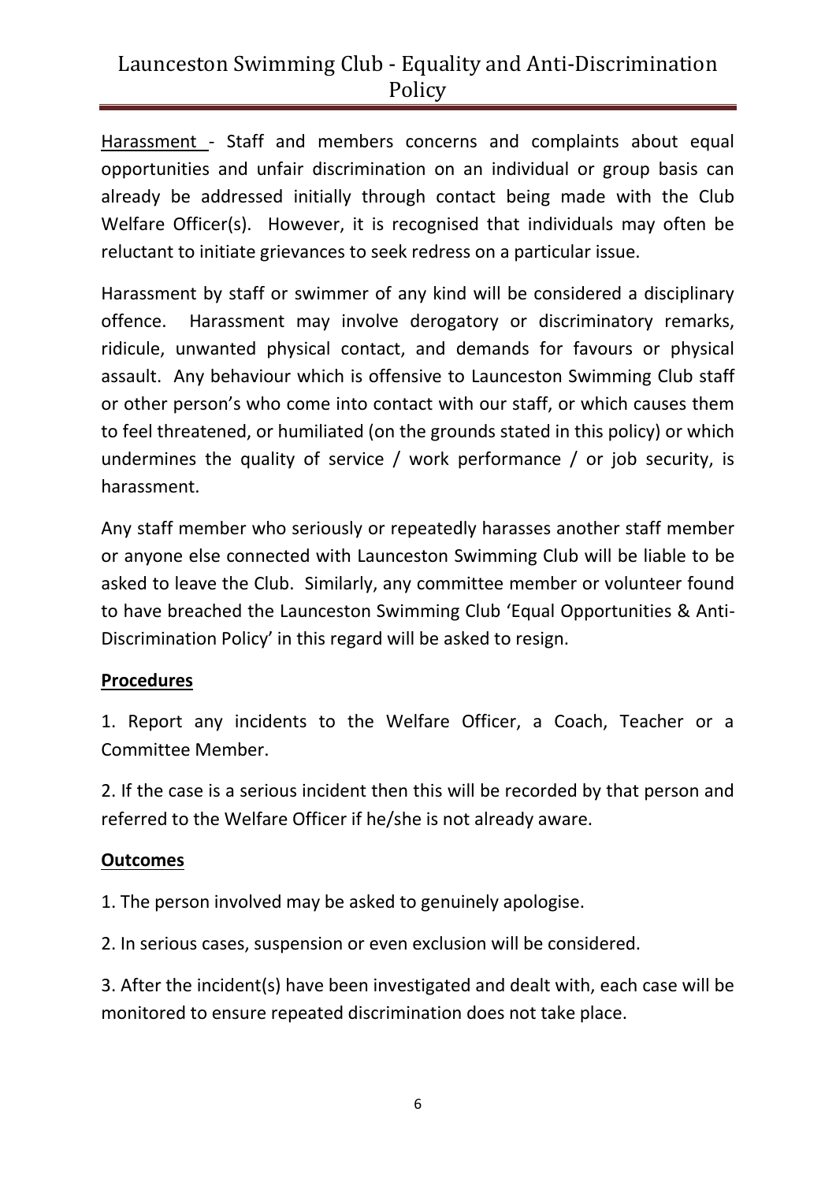Harassment - Staff and members concerns and complaints about equal opportunities and unfair discrimination on an individual or group basis can already be addressed initially through contact being made with the Club Welfare Officer(s). However, it is recognised that individuals may often be reluctant to initiate grievances to seek redress on a particular issue.

Harassment by staff or swimmer of any kind will be considered a disciplinary offence. Harassment may involve derogatory or discriminatory remarks, ridicule, unwanted physical contact, and demands for favours or physical assault. Any behaviour which is offensive to Launceston Swimming Club staff or other person's who come into contact with our staff, or which causes them to feel threatened, or humiliated (on the grounds stated in this policy) or which undermines the quality of service / work performance / or job security, is harassment.

Any staff member who seriously or repeatedly harasses another staff member or anyone else connected with Launceston Swimming Club will be liable to be asked to leave the Club. Similarly, any committee member or volunteer found to have breached the Launceston Swimming Club 'Equal Opportunities & Anti-Discrimination Policy' in this regard will be asked to resign.

**Procedures**

1. Report any incidents to the Welfare Officer, a Coach, Teacher or a Committee Member.

2. If the case is a serious incident then this will be recorded by that person and referred to the Welfare Officer if he/she is not already aware.

**Outcomes**

1. The person involved may be asked to genuinely apologise.

2. In serious cases, suspension or even exclusion will be considered.

3. After the incident(s) have been investigated and dealt with, each case will be monitored to ensure repeated discrimination does not take place.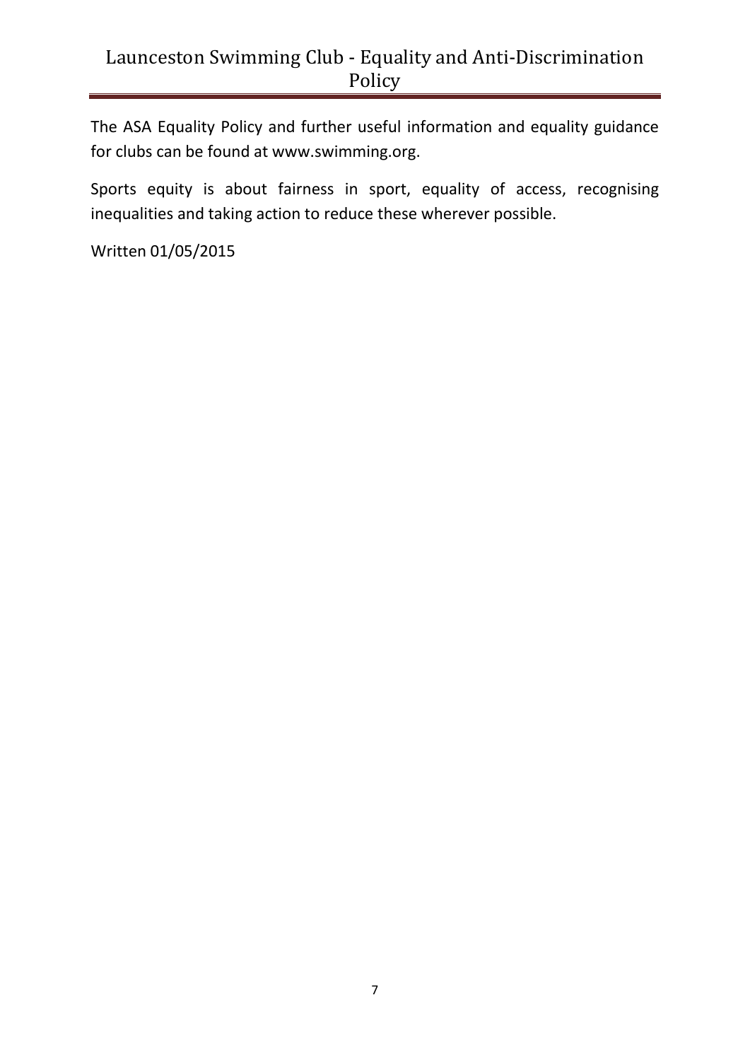The ASA Equality Policy and further useful information and equality guidance for clubs can be found at www.swimming.org.

Sports equity is about fairness in sport, equality of access, recognising inequalities and taking action to reduce these wherever possible.

Written 01/05/2015